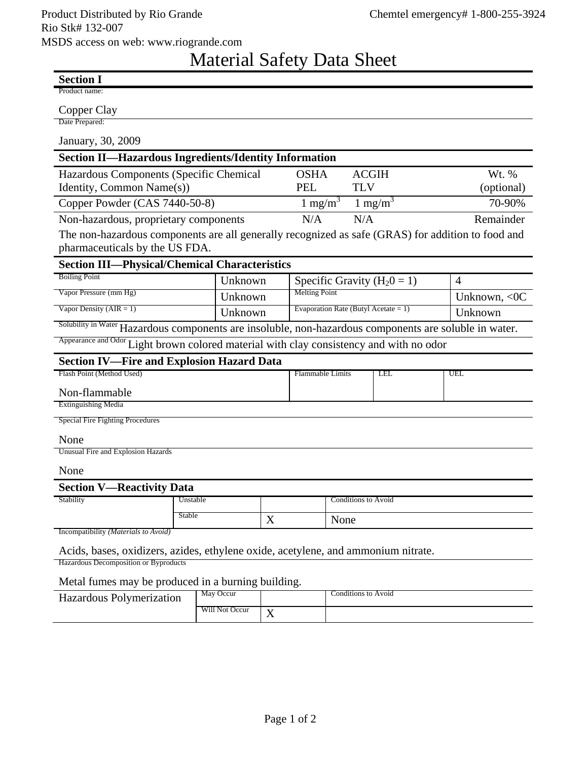Product Distributed by Rio Grande
Rio Stk# 132-007
MSDS access on web: www.riogrande.com

Chemtel emergency# 1-800-255-3924

# Material Safety Data Sheet

## Section I

Product name:

Copper Clay

Date Prepared:

January, 30, 2009

## Section II—Hazardous Ingredients/Identity Information

| Hazardous Components (Specific Chemical Identity, Common Name(s)) | OSHA PEL | ACGIH TLV | Wt. % (optional) |
|---|---|---|---|
| Copper Powder (CAS 7440-50-8) | 1 $mg/m^3$ | 1 $mg/m^3$ | 70-90% |
| Non-hazardous, proprietary components | N/A | N/A | Remainder |

The non-hazardous components are all generally recognized as safe (GRAS) for addition to food and pharmaceuticals by the US FDA.

## Section III—Physical/Chemical Characteristics

| Property | Value | Property | Value |
|---|---|---|---|
| Boiling Point | Unknown | Specific Gravity ($H_20 = 1$) | 4 |
| Vapor Pressure (mm Hg) | Unknown | Melting Point | Unknown, <0C |
| Vapor Density (AIR = 1) | Unknown | Evaporation Rate (Butyl Acetate = 1) | Unknown |

Solubility in Water: Hazardous components are insoluble, non-hazardous components are soluble in water.

Appearance and Odor: Light brown colored material with clay consistency and with no odor

## Section IV—Fire and Explosion Hazard Data

| Flash Point (Method Used) | Flammable Limits | LEL | UEL |
|---|---|---|---|
| Non-flammable | | | |

Extinguishing Media

Special Fire Fighting Procedures

None

Unusual Fire and Explosion Hazards

None

## Section V—Reactivity Data

| Stability | | | Conditions to Avoid |
|---|---|---|---|
| | Unstable | | |
| | Stable | X | None |

Incompatibility *(Materials to Avoid)*

Acids, bases, oxidizers, azides, ethylene oxide, acetylene, and ammonium nitrate.

Hazardous Decomposition or Byproducts

Metal fumes may be produced in a burning building.

| Hazardous Polymerization | | | Conditions to Avoid |
|---|---|---|---|
| | May Occur | | |
| | Will Not Occur | X | |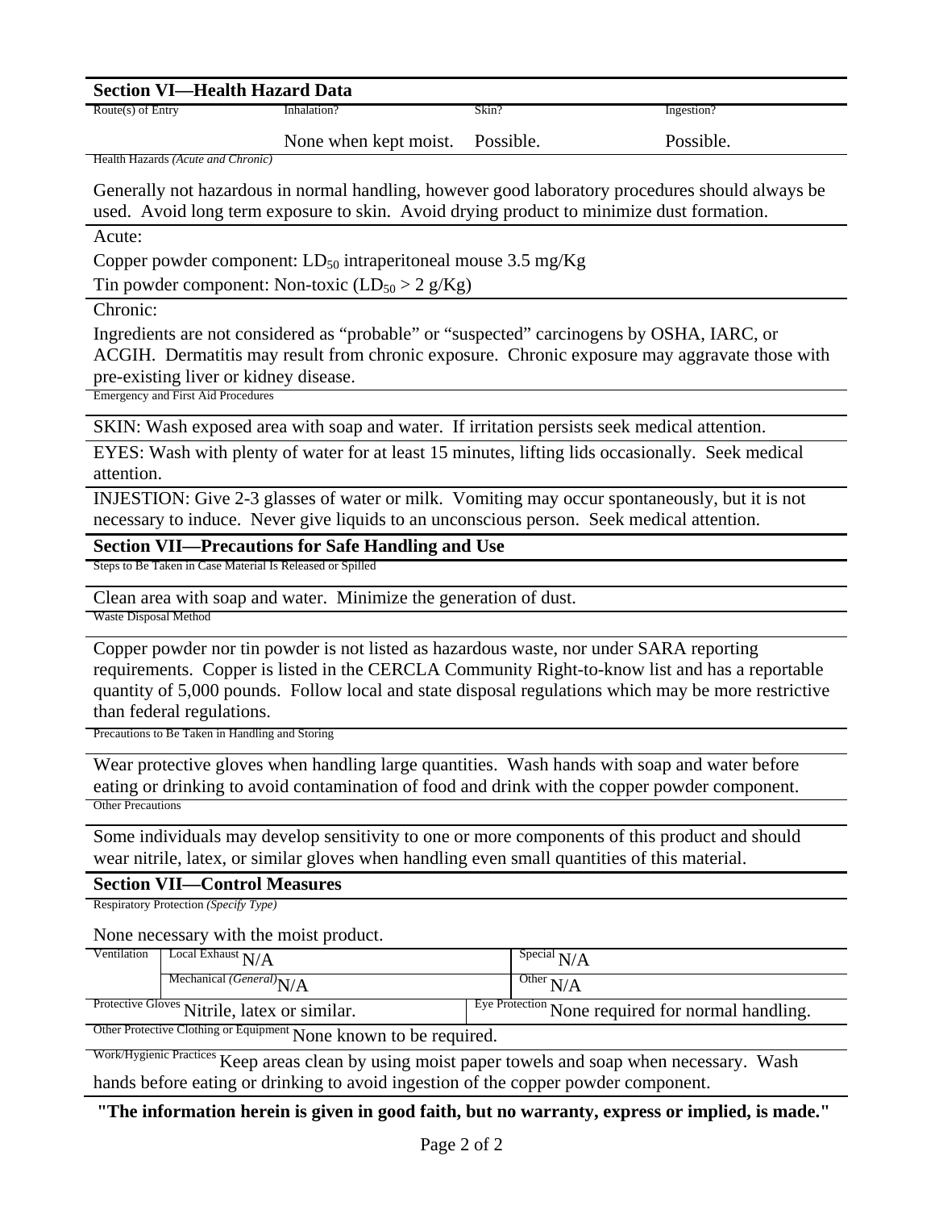## Section VI—Health Hazard Data

| Route(s) of Entry | Inhalation? | Skin? | Ingestion? |
| --- | --- | --- | --- |
| | None when kept moist. | Possible. | Possible. |

Health Hazards *(Acute and Chronic)*

Generally not hazardous in normal handling, however good laboratory procedures should always be used. Avoid long term exposure to skin. Avoid drying product to minimize dust formation.

Acute:

Copper powder component: $LD_{50}$ intraperitoneal mouse 3.5 mg/Kg

Tin powder component: Non-toxic ($LD_{50} > 2$ g/Kg)

Chronic:

Ingredients are not considered as "probable" or "suspected" carcinogens by OSHA, IARC, or ACGIH. Dermatitis may result from chronic exposure. Chronic exposure may aggravate those with pre-existing liver or kidney disease.

Emergency and First Aid Procedures

SKIN: Wash exposed area with soap and water. If irritation persists seek medical attention.

EYES: Wash with plenty of water for at least 15 minutes, lifting lids occasionally. Seek medical attention.

INJESTION: Give 2-3 glasses of water or milk. Vomiting may occur spontaneously, but it is not necessary to induce. Never give liquids to an unconscious person. Seek medical attention.

## Section VII—Precautions for Safe Handling and Use

Steps to Be Taken in Case Material Is Released or Spilled

Clean area with soap and water. Minimize the generation of dust.

Waste Disposal Method

Copper powder nor tin powder is not listed as hazardous waste, nor under SARA reporting requirements. Copper is listed in the CERCLA Community Right-to-know list and has a reportable quantity of 5,000 pounds. Follow local and state disposal regulations which may be more restrictive than federal regulations.

Precautions to Be Taken in Handling and Storing

Wear protective gloves when handling large quantities. Wash hands with soap and water before eating or drinking to avoid contamination of food and drink with the copper powder component.

Other Precautions

Some individuals may develop sensitivity to one or more components of this product and should wear nitrile, latex, or similar gloves when handling even small quantities of this material.

## Section VII—Control Measures

Respiratory Protection *(Specify Type)*

None necessary with the moist product.

| | | |
| --- | --- | --- |
| Ventilation | Local Exhaust N/A | Special N/A |
| | Mechanical *(General)* N/A | Other N/A |

Protective Gloves Nitrile, latex or similar.

Eye Protection None required for normal handling.

Other Protective Clothing or Equipment None known to be required.

Work/Hygienic Practices Keep areas clean by using moist paper towels and soap when necessary. Wash hands before eating or drinking to avoid ingestion of the copper powder component.

**"The information herein is given in good faith, but no warranty, express or implied, is made."**